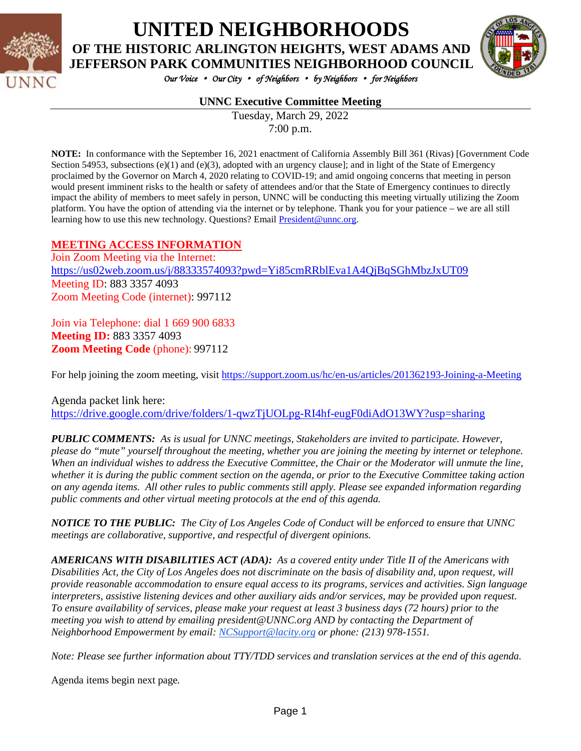# UNITED NEIGHBORHOODS

## OF THE HISTORIC ARLINGTON HEIGHTS, WEST ADAMS AND JEFFERSON PARK COMMUNITIES NEIGHBORHOOD COUNCIL

*Our Voice • Our City • of Neighbors • by Neighbors • for Neighbors*

**UNNC Executive Committee Meeting**

Tuesday, March 29, 2022
7:00 p.m.

**NOTE:** In conformance with the September 16, 2021 enactment of California Assembly Bill 361 (Rivas) [Government Code Section 54953, subsections (e)(1) and (e)(3), adopted with an urgency clause]; and in light of the State of Emergency proclaimed by the Governor on March 4, 2020 relating to COVID-19; and amid ongoing concerns that meeting in person would present imminent risks to the health or safety of attendees and/or that the State of Emergency continues to directly impact the ability of members to meet safely in person, UNNC will be conducting this meeting virtually utilizing the Zoom platform. You have the option of attending via the internet or by telephone. Thank you for your patience – we are all still learning how to use this new technology. Questions? Email President@unnc.org.

**MEETING ACCESS INFORMATION**

Join Zoom Meeting via the Internet:
https://us02web.zoom.us/j/88333574093?pwd=Yi85cmRRblEva1A4QjBqSGhMbzJxUT09
Meeting ID: 883 3357 4093
Zoom Meeting Code (internet): 997112

Join via Telephone: dial 1 669 900 6833
**Meeting ID:** 883 3357 4093
**Zoom Meeting Code** (phone): 997112

For help joining the zoom meeting, visit https://support.zoom.us/hc/en-us/articles/201362193-Joining-a-Meeting

Agenda packet link here:
https://drive.google.com/drive/folders/1-qwzTjUOLpg-RI4hf-eugF0diAdO13WY?usp=sharing

***PUBLIC COMMENTS:*** *As is usual for UNNC meetings, Stakeholders are invited to participate. However, please do "mute" yourself throughout the meeting, whether you are joining the meeting by internet or telephone. When an individual wishes to address the Executive Committee, the Chair or the Moderator will unmute the line, whether it is during the public comment section on the agenda, or prior to the Executive Committee taking action on any agenda items. All other rules to public comments still apply. Please see expanded information regarding public comments and other virtual meeting protocols at the end of this agenda.*

***NOTICE TO THE PUBLIC:*** *The City of Los Angeles Code of Conduct will be enforced to ensure that UNNC meetings are collaborative, supportive, and respectful of divergent opinions.*

***AMERICANS WITH DISABILITIES ACT (ADA):*** *As a covered entity under Title II of the Americans with Disabilities Act, the City of Los Angeles does not discriminate on the basis of disability and, upon request, will provide reasonable accommodation to ensure equal access to its programs, services and activities. Sign language interpreters, assistive listening devices and other auxiliary aids and/or services, may be provided upon request. To ensure availability of services, please make your request at least 3 business days (72 hours) prior to the meeting you wish to attend by emailing president@UNNC.org AND by contacting the Department of Neighborhood Empowerment by email: NCSupport@lacity.org or phone: (213) 978-1551.*

*Note: Please see further information about TTY/TDD services and translation services at the end of this agenda.*

Agenda items begin next page.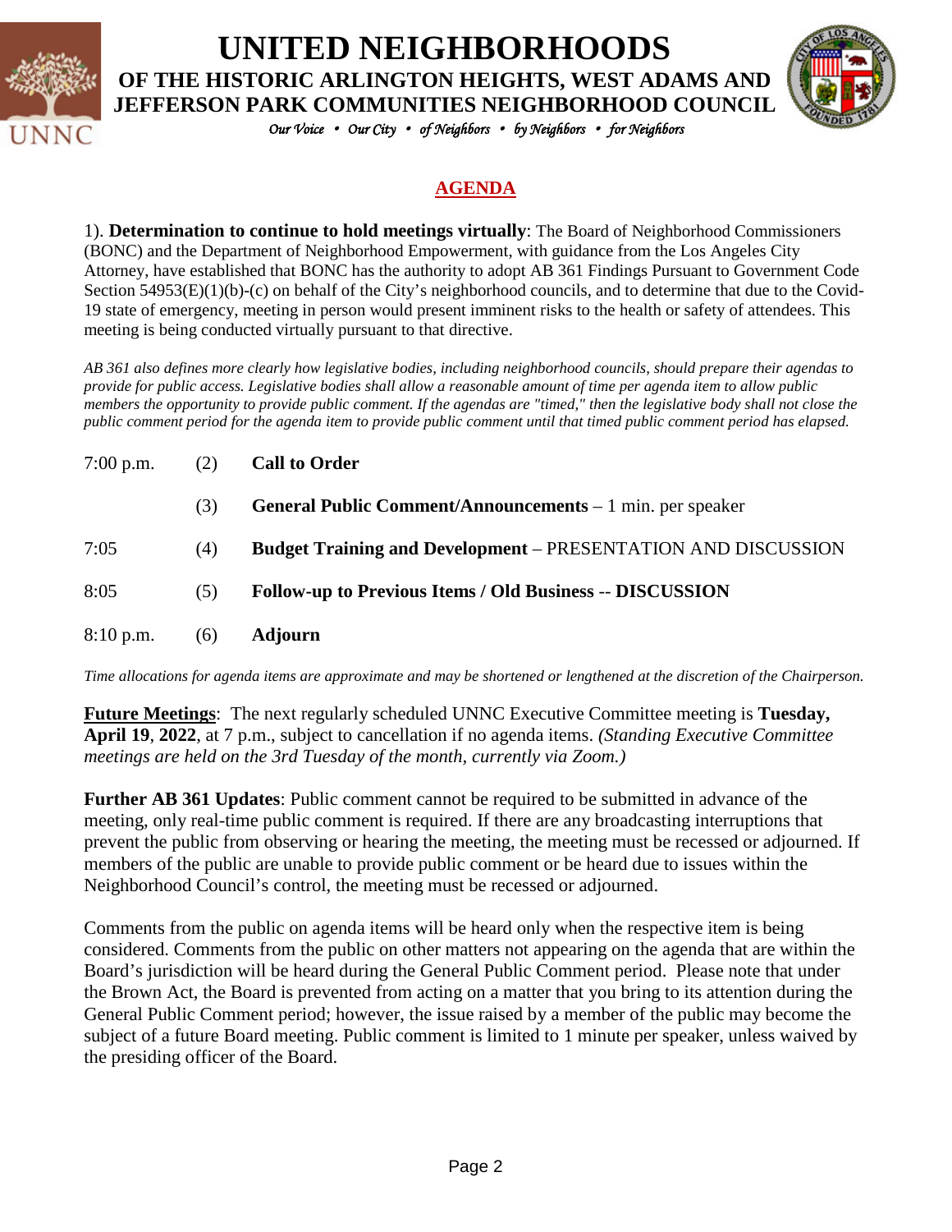# UNITED NEIGHBORHOODS

## OF THE HISTORIC ARLINGTON HEIGHTS, WEST ADAMS AND JEFFERSON PARK COMMUNITIES NEIGHBORHOOD COUNCIL

*Our Voice • Our City • of Neighbors • by Neighbors • for Neighbors*

## AGENDA

1). **Determination to continue to hold meetings virtually**: The Board of Neighborhood Commissioners (BONC) and the Department of Neighborhood Empowerment, with guidance from the Los Angeles City Attorney, have established that BONC has the authority to adopt AB 361 Findings Pursuant to Government Code Section 54953(E)(1)(b)-(c) on behalf of the City's neighborhood councils, and to determine that due to the Covid-19 state of emergency, meeting in person would present imminent risks to the health or safety of attendees. This meeting is being conducted virtually pursuant to that directive.

*AB 361 also defines more clearly how legislative bodies, including neighborhood councils, should prepare their agendas to provide for public access. Legislative bodies shall allow a reasonable amount of time per agenda item to allow public members the opportunity to provide public comment. If the agendas are "timed," then the legislative body shall not close the public comment period for the agenda item to provide public comment until that timed public comment period has elapsed.*

| | | |
|---|---|---|
| 7:00 p.m. | (2) | **Call to Order** |
| | (3) | **General Public Comment/Announcements** – 1 min. per speaker |
| 7:05 | (4) | **Budget Training and Development** – PRESENTATION AND DISCUSSION |
| 8:05 | (5) | **Follow-up to Previous Items / Old Business** -- **DISCUSSION** |
| 8:10 p.m. | (6) | **Adjourn** |

*Time allocations for agenda items are approximate and may be shortened or lengthened at the discretion of the Chairperson.*

**Future Meetings**: The next regularly scheduled UNNC Executive Committee meeting is **Tuesday, April 19**, **2022**, at 7 p.m., subject to cancellation if no agenda items. *(Standing Executive Committee meetings are held on the 3rd Tuesday of the month, currently via Zoom.)*

**Further AB 361 Updates**: Public comment cannot be required to be submitted in advance of the meeting, only real-time public comment is required. If there are any broadcasting interruptions that prevent the public from observing or hearing the meeting, the meeting must be recessed or adjourned. If members of the public are unable to provide public comment or be heard due to issues within the Neighborhood Council's control, the meeting must be recessed or adjourned.

Comments from the public on agenda items will be heard only when the respective item is being considered. Comments from the public on other matters not appearing on the agenda that are within the Board's jurisdiction will be heard during the General Public Comment period. Please note that under the Brown Act, the Board is prevented from acting on a matter that you bring to its attention during the General Public Comment period; however, the issue raised by a member of the public may become the subject of a future Board meeting. Public comment is limited to 1 minute per speaker, unless waived by the presiding officer of the Board.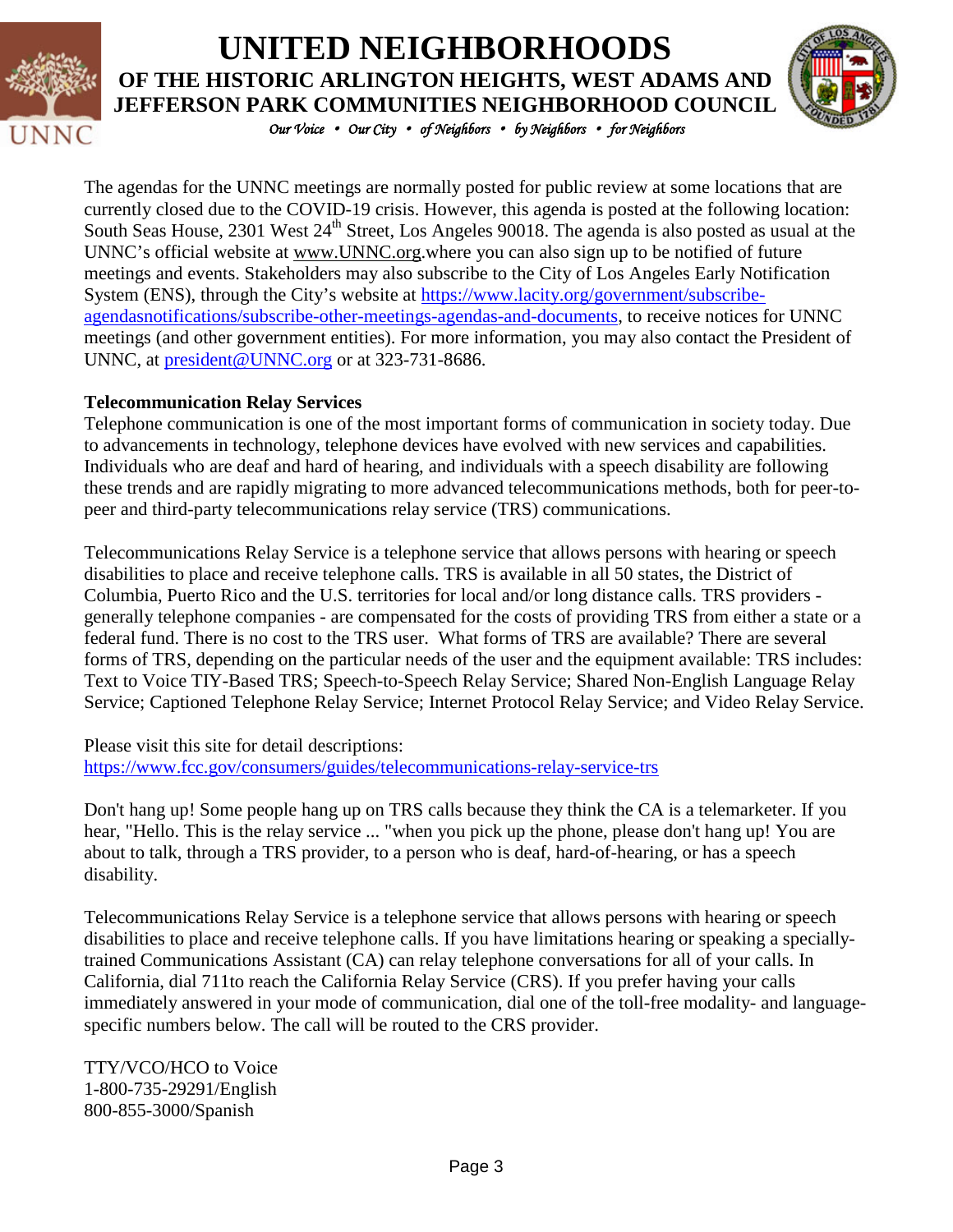# UNITED NEIGHBORHOODS

## OF THE HISTORIC ARLINGTON HEIGHTS, WEST ADAMS AND JEFFERSON PARK COMMUNITIES NEIGHBORHOOD COUNCIL

*Our Voice • Our City • of Neighbors • by Neighbors • for Neighbors*

The agendas for the UNNC meetings are normally posted for public review at some locations that are currently closed due to the COVID-19 crisis. However, this agenda is posted at the following location: South Seas House, 2301 West 24th Street, Los Angeles 90018. The agenda is also posted as usual at the UNNC's official website at www.UNNC.org.where you can also sign up to be notified of future meetings and events. Stakeholders may also subscribe to the City of Los Angeles Early Notification System (ENS), through the City's website at https://www.lacity.org/government/subscribe-agendasnotifications/subscribe-other-meetings-agendas-and-documents, to receive notices for UNNC meetings (and other government entities). For more information, you may also contact the President of UNNC, at president@UNNC.org or at 323-731-8686.

**Telecommunication Relay Services**

Telephone communication is one of the most important forms of communication in society today. Due to advancements in technology, telephone devices have evolved with new services and capabilities. Individuals who are deaf and hard of hearing, and individuals with a speech disability are following these trends and are rapidly migrating to more advanced telecommunications methods, both for peer-to-peer and third-party telecommunications relay service (TRS) communications.

Telecommunications Relay Service is a telephone service that allows persons with hearing or speech disabilities to place and receive telephone calls. TRS is available in all 50 states, the District of Columbia, Puerto Rico and the U.S. territories for local and/or long distance calls. TRS providers - generally telephone companies - are compensated for the costs of providing TRS from either a state or a federal fund. There is no cost to the TRS user. What forms of TRS are available? There are several forms of TRS, depending on the particular needs of the user and the equipment available: TRS includes: Text to Voice TIY-Based TRS; Speech-to-Speech Relay Service; Shared Non-English Language Relay Service; Captioned Telephone Relay Service; Internet Protocol Relay Service; and Video Relay Service.

Please visit this site for detail descriptions:
https://www.fcc.gov/consumers/guides/telecommunications-relay-service-trs

Don't hang up! Some people hang up on TRS calls because they think the CA is a telemarketer. If you hear, "Hello. This is the relay service ... "when you pick up the phone, please don't hang up! You are about to talk, through a TRS provider, to a person who is deaf, hard-of-hearing, or has a speech disability.

Telecommunications Relay Service is a telephone service that allows persons with hearing or speech disabilities to place and receive telephone calls. If you have limitations hearing or speaking a specially-trained Communications Assistant (CA) can relay telephone conversations for all of your calls. In California, dial 711to reach the California Relay Service (CRS). If you prefer having your calls immediately answered in your mode of communication, dial one of the toll-free modality- and language-specific numbers below. The call will be routed to the CRS provider.

TTY/VCO/HCO to Voice
1-800-735-29291/English
800-855-3000/Spanish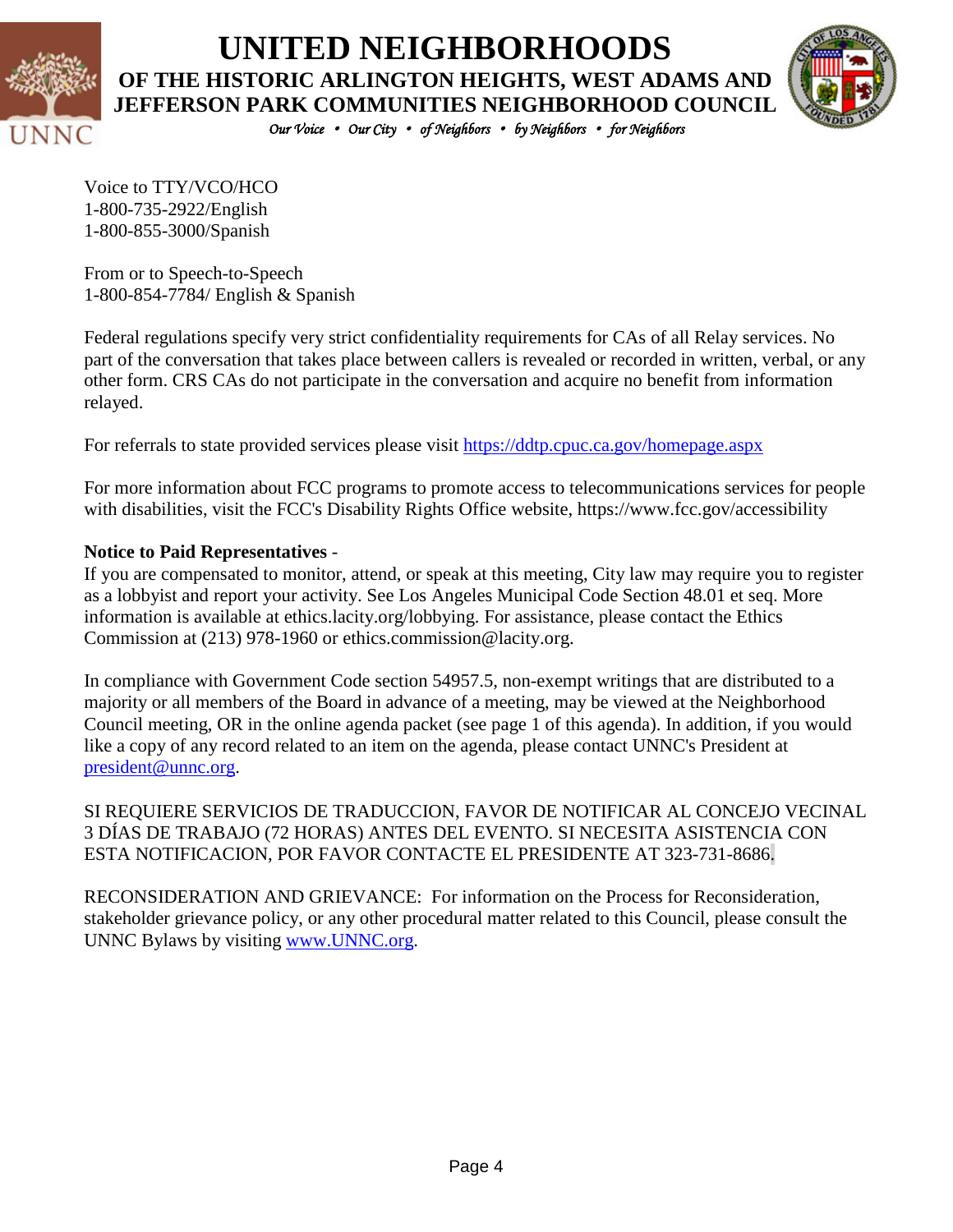Voice to TTY/VCO/HCO
1-800-735-2922/English
1-800-855-3000/Spanish

From or to Speech-to-Speech
1-800-854-7784/ English & Spanish

Federal regulations specify very strict confidentiality requirements for CAs of all Relay services. No part of the conversation that takes place between callers is revealed or recorded in written, verbal, or any other form. CRS CAs do not participate in the conversation and acquire no benefit from information relayed.

For referrals to state provided services please visit https://ddtp.cpuc.ca.gov/homepage.aspx

For more information about FCC programs to promote access to telecommunications services for people with disabilities, visit the FCC's Disability Rights Office website, https://www.fcc.gov/accessibility

**Notice to Paid Representatives** -
If you are compensated to monitor, attend, or speak at this meeting, City law may require you to register as a lobbyist and report your activity. See Los Angeles Municipal Code Section 48.01 et seq. More information is available at ethics.lacity.org/lobbying. For assistance, please contact the Ethics Commission at (213) 978-1960 or ethics.commission@lacity.org.

In compliance with Government Code section 54957.5, non-exempt writings that are distributed to a majority or all members of the Board in advance of a meeting, may be viewed at the Neighborhood Council meeting, OR in the online agenda packet (see page 1 of this agenda). In addition, if you would like a copy of any record related to an item on the agenda, please contact UNNC's President at president@unnc.org.

SI REQUIERE SERVICIOS DE TRADUCCION, FAVOR DE NOTIFICAR AL CONCEJO VECINAL 3 DÍAS DE TRABAJO (72 HORAS) ANTES DEL EVENTO. SI NECESITA ASISTENCIA CON ESTA NOTIFICACION, POR FAVOR CONTACTE EL PRESIDENTE AT 323-731-8686.

RECONSIDERATION AND GRIEVANCE: For information on the Process for Reconsideration, stakeholder grievance policy, or any other procedural matter related to this Council, please consult the UNNC Bylaws by visiting www.UNNC.org.